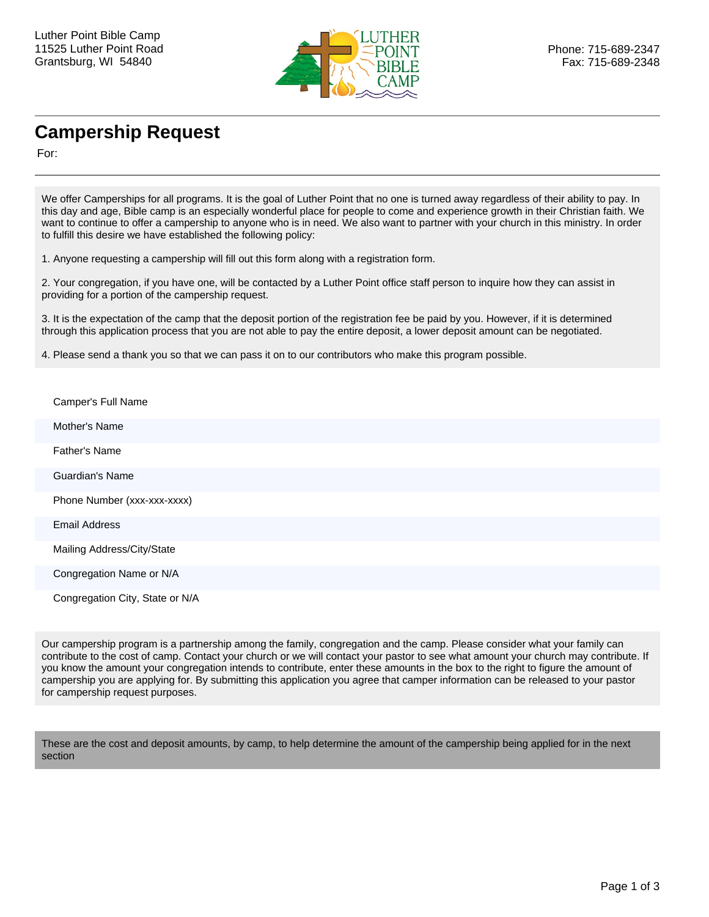Luther Point Bible Camp
11525 Luther Point Road
Grantsburg, WI 54840

Phone: 715-689-2347
Fax: 715-689-2348

# Campership Request

For:

We offer Camperships for all programs. It is the goal of Luther Point that no one is turned away regardless of their ability to pay. In this day and age, Bible camp is an especially wonderful place for people to come and experience growth in their Christian faith. We want to continue to offer a campership to anyone who is in need. We also want to partner with your church in this ministry. In order to fulfill this desire we have established the following policy:

1. Anyone requesting a campership will fill out this form along with a registration form.

2. Your congregation, if you have one, will be contacted by a Luther Point office staff person to inquire how they can assist in providing for a portion of the campership request.

3. It is the expectation of the camp that the deposit portion of the registration fee be paid by you. However, if it is determined through this application process that you are not able to pay the entire deposit, a lower deposit amount can be negotiated.

4. Please send a thank you so that we can pass it on to our contributors who make this program possible.

Camper's Full Name

Mother's Name

Father's Name

Guardian's Name

Phone Number (xxx-xxx-xxxx)

Email Address

Mailing Address/City/State

Congregation Name or N/A

Congregation City, State or N/A

Our campership program is a partnership among the family, congregation and the camp. Please consider what your family can contribute to the cost of camp. Contact your church or we will contact your pastor to see what amount your church may contribute. If you know the amount your congregation intends to contribute, enter these amounts in the box to the right to figure the amount of campership you are applying for. By submitting this application you agree that camper information can be released to your pastor for campership request purposes.

These are the cost and deposit amounts, by camp, to help determine the amount of the campership being applied for in the next section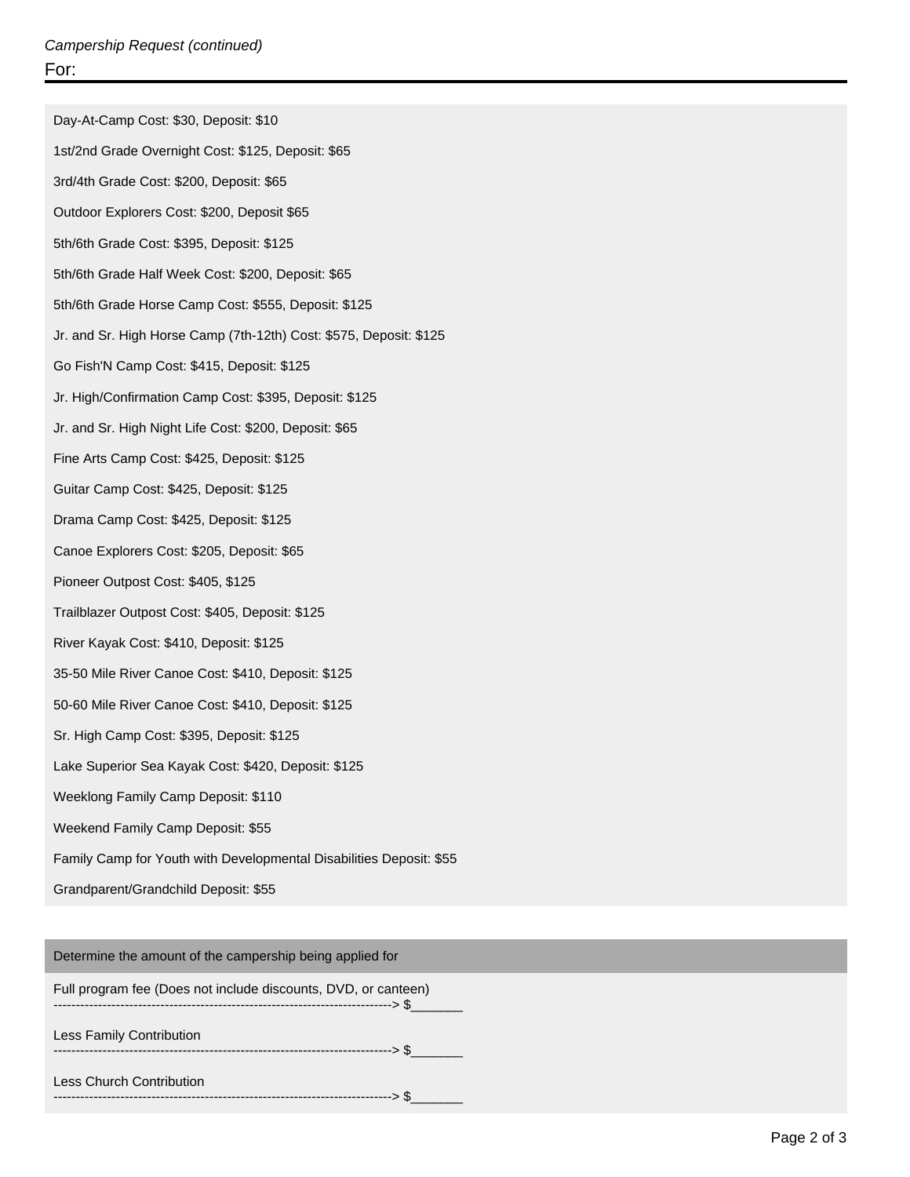*Campership Request (continued)*

For:

Day-At-Camp Cost: $30, Deposit: $10

1st/2nd Grade Overnight Cost: $125, Deposit: $65

3rd/4th Grade Cost: $200, Deposit: $65

Outdoor Explorers Cost: $200, Deposit $65

5th/6th Grade Cost: $395, Deposit: $125

5th/6th Grade Half Week Cost: $200, Deposit: $65

5th/6th Grade Horse Camp Cost: $555, Deposit: $125

Jr. and Sr. High Horse Camp (7th-12th) Cost: $575, Deposit: $125

Go Fish'N Camp Cost: $415, Deposit: $125

Jr. High/Confirmation Camp Cost: $395, Deposit: $125

Jr. and Sr. High Night Life Cost: $200, Deposit: $65

Fine Arts Camp Cost: $425, Deposit: $125

Guitar Camp Cost: $425, Deposit: $125

Drama Camp Cost: $425, Deposit: $125

Canoe Explorers Cost: $205, Deposit: $65

Pioneer Outpost Cost: $405, $125

Trailblazer Outpost Cost: $405, Deposit: $125

River Kayak Cost: $410, Deposit: $125

35-50 Mile River Canoe Cost: $410, Deposit: $125

50-60 Mile River Canoe Cost: $410, Deposit: $125

Sr. High Camp Cost: $395, Deposit: $125

Lake Superior Sea Kayak Cost: $420, Deposit: $125

Weeklong Family Camp Deposit: $110

Weekend Family Camp Deposit: $55

Family Camp for Youth with Developmental Disabilities Deposit: $55

Grandparent/Grandchild Deposit: $55

## Determine the amount of the campership being applied for

Full program fee (Does not include discounts, DVD, or canteen)
---------------------------------------------------------------------------> $_______

Less Family Contribution
---------------------------------------------------------------------------> $_______

Less Church Contribution
---------------------------------------------------------------------------> $_______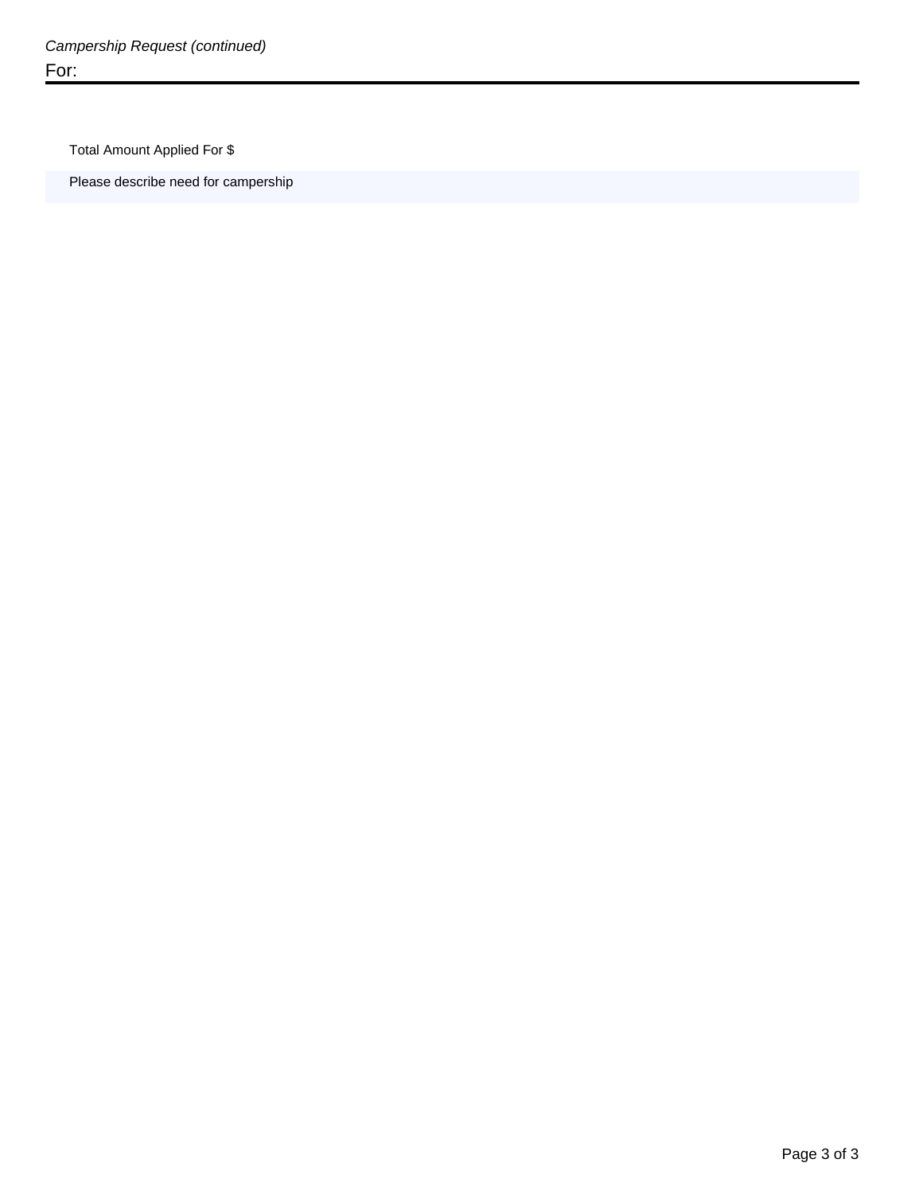*Campership Request (continued)*

For:

---

Total Amount Applied For $

Please describe need for campership